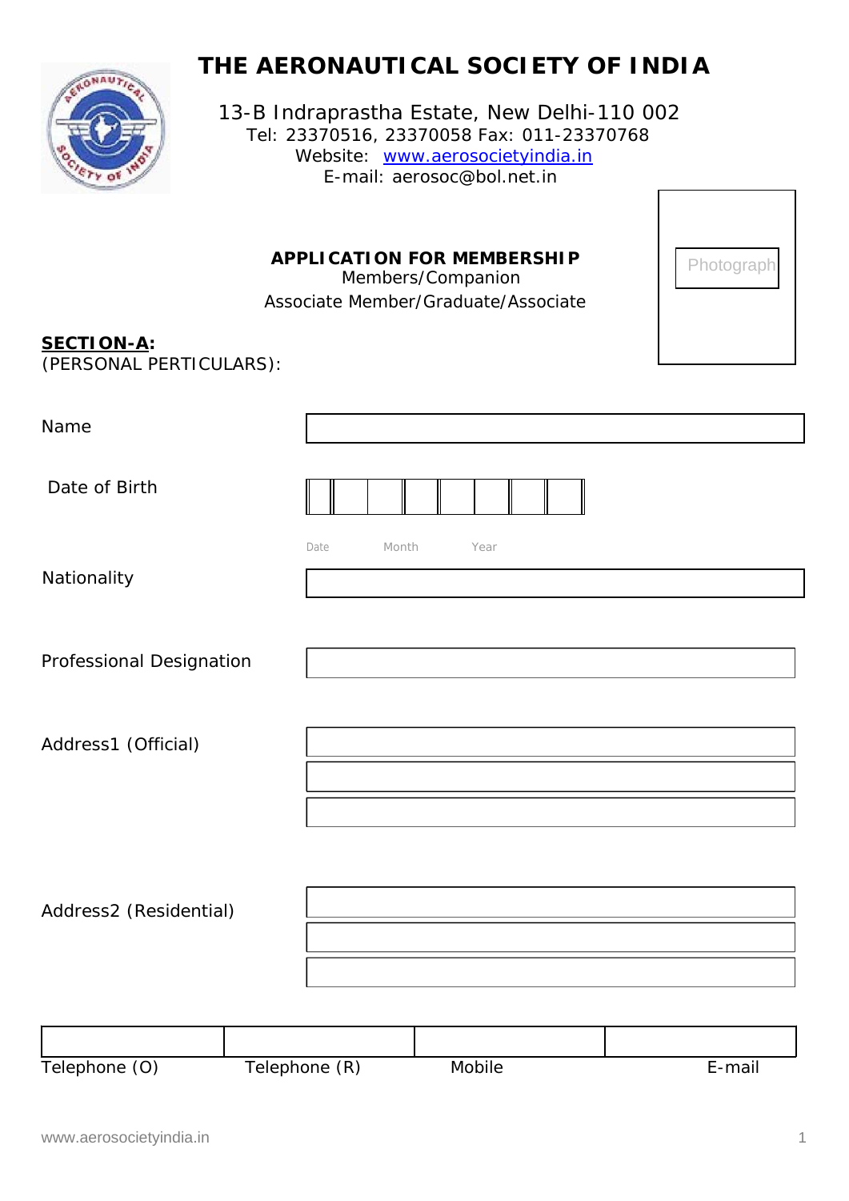# THE AERONAUTICAL SOCIETY OF INDIA

13-B Indraprastha Estate, New Delhi-110 002
Tel: 23370516, 23370058 Fax: 011-23370768
Website: www.aerosocietyindia.in
E-mail: aerosoc@bol.net.in

Photograph

## APPLICATION FOR MEMBERSHIP

Members/Companion
Associate Member/Graduate/Associate

**SECTION-A:**
(PERSONAL PERTICULARS):

Name

Date of Birth

Date Month Year

Nationality

Professional Designation

Address1 (Official)

Address2 (Residential)

| Telephone (O) | Telephone (R) | Mobile | E-mail |
|---|---|---|---|
| | | | |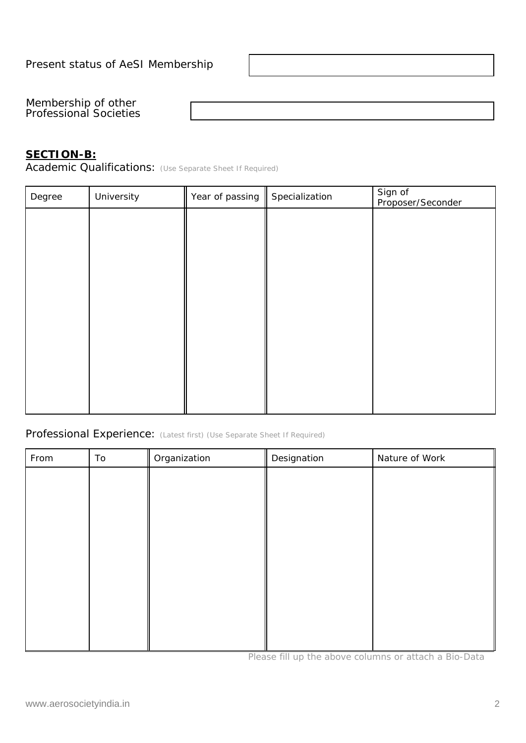Present status of AeSI Membership

Membership of other Professional Societies

**SECTION-B:**

Academic Qualifications: (Use Separate Sheet If Required)

| Degree | University | Year of passing | Specialization | Sign of Proposer/Seconder |
|---|---|---|---|---|
| | | | | |

Professional Experience: (Latest first) (Use Separate Sheet If Required)

| From | To | Organization | Designation | Nature of Work |
|---|---|---|---|---|
| | | | | |

Please fill up the above columns or attach a Bio-Data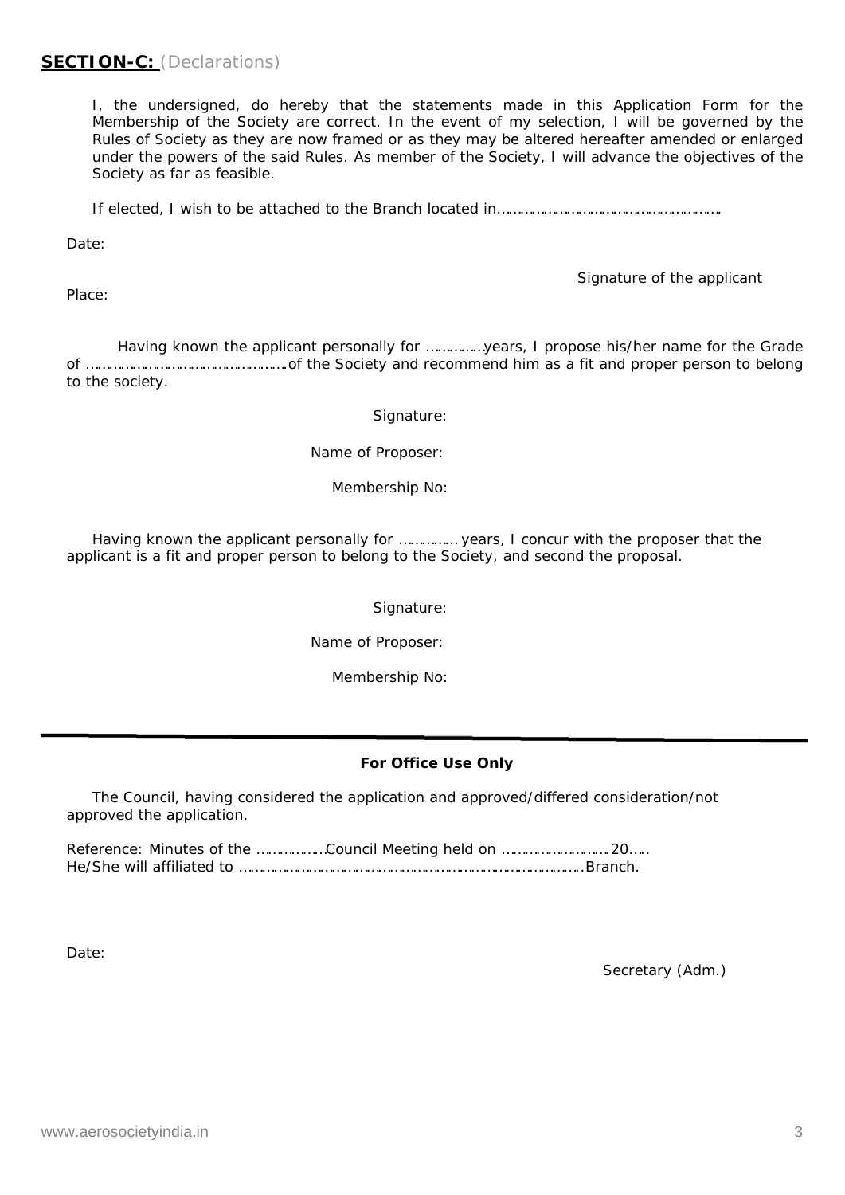## **SECTION-C:** (Declarations)

I, the undersigned, do hereby that the statements made in this Application Form for the Membership of the Society are correct. In the event of my selection, I will be governed by the Rules of Society as they are now framed or as they may be altered hereafter amended or enlarged under the powers of the said Rules. As member of the Society, I will advance the objectives of the Society as far as feasible.

If elected, I wish to be attached to the Branch located in…………………………………………………

Date:

Signature of the applicant

Place:

Having known the applicant personally for ……………years, I propose his/her name for the Grade of ……………………………………………of the Society and recommend him as a fit and proper person to belong to the society.

Signature:

Name of Proposer:

Membership No:

Having known the applicant personally for …………… years, I concur with the proposer that the applicant is a fit and proper person to belong to the Society, and second the proposal.

Signature:

Name of Proposer:

Membership No:

---

**For Office Use Only**

The Council, having considered the application and approved/differed consideration/not approved the application.

Reference: Minutes of the ………………Council Meeting held on ………………………20…..
He/She will affiliated to ………………………………………………………………………………Branch.

Date:

Secretary (Adm.)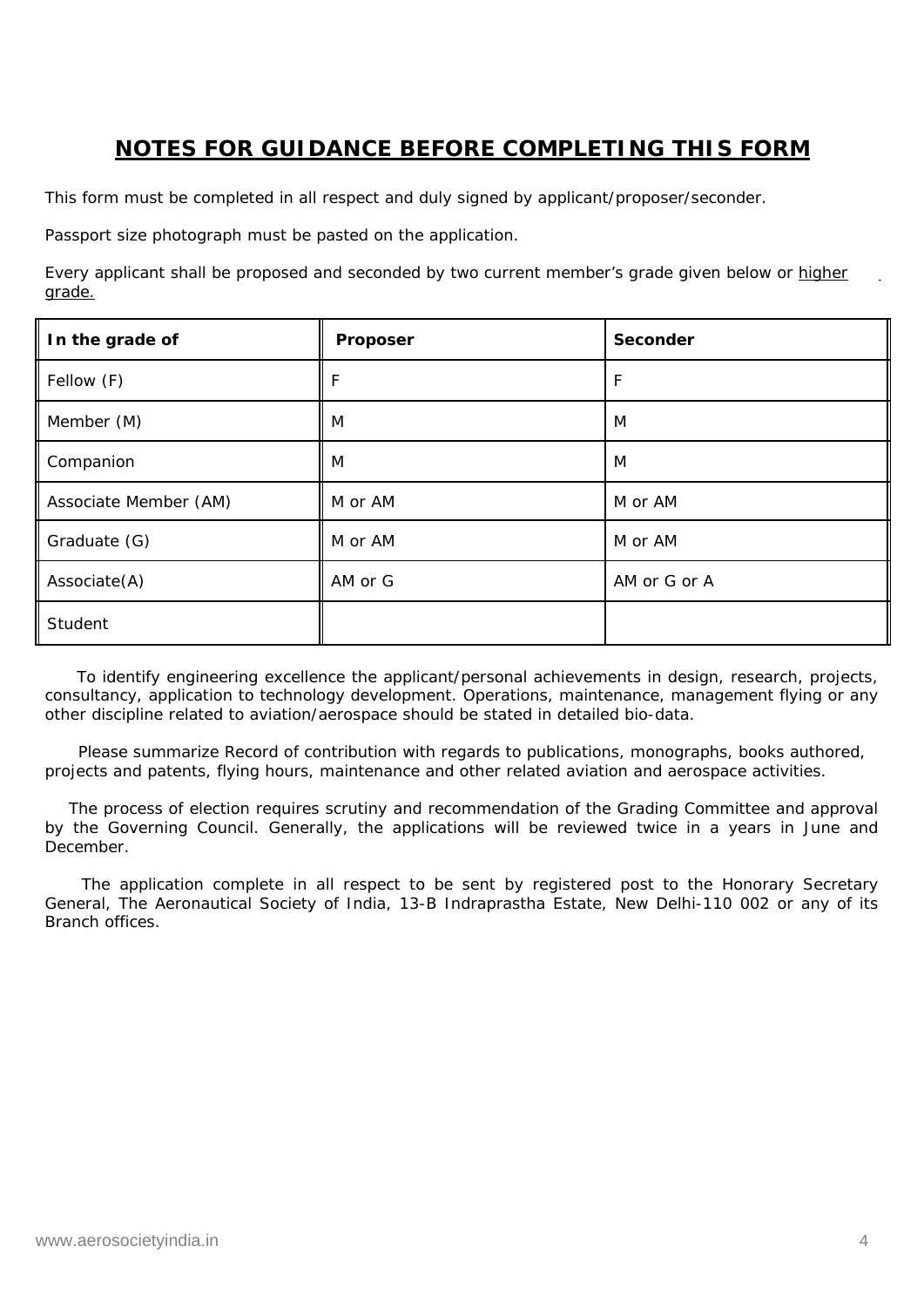# NOTES FOR GUIDANCE BEFORE COMPLETING THIS FORM

This form must be completed in all respect and duly signed by applicant/proposer/seconder.

Passport size photograph must be pasted on the application.

Every applicant shall be proposed and seconded by two current member's grade given below or higher grade.

| In the grade of | Proposer | Seconder |
|---|---|---|
| Fellow (F) | F | F |
| Member (M) | M | M |
| Companion | M | M |
| Associate Member (AM) | M or AM | M or AM |
| Graduate (G) | M or AM | M or AM |
| Associate(A) | AM or G | AM or G or A |
| Student | | |

To identify engineering excellence the applicant/personal achievements in design, research, projects, consultancy, application to technology development. Operations, maintenance, management flying or any other discipline related to aviation/aerospace should be stated in detailed bio-data.

Please summarize Record of contribution with regards to publications, monographs, books authored, projects and patents, flying hours, maintenance and other related aviation and aerospace activities.

The process of election requires scrutiny and recommendation of the Grading Committee and approval by the Governing Council. Generally, the applications will be reviewed twice in a years in June and December.

The application complete in all respect to be sent by registered post to the Honorary Secretary General, The Aeronautical Society of India, 13-B Indraprastha Estate, New Delhi-110 002 or any of its Branch offices.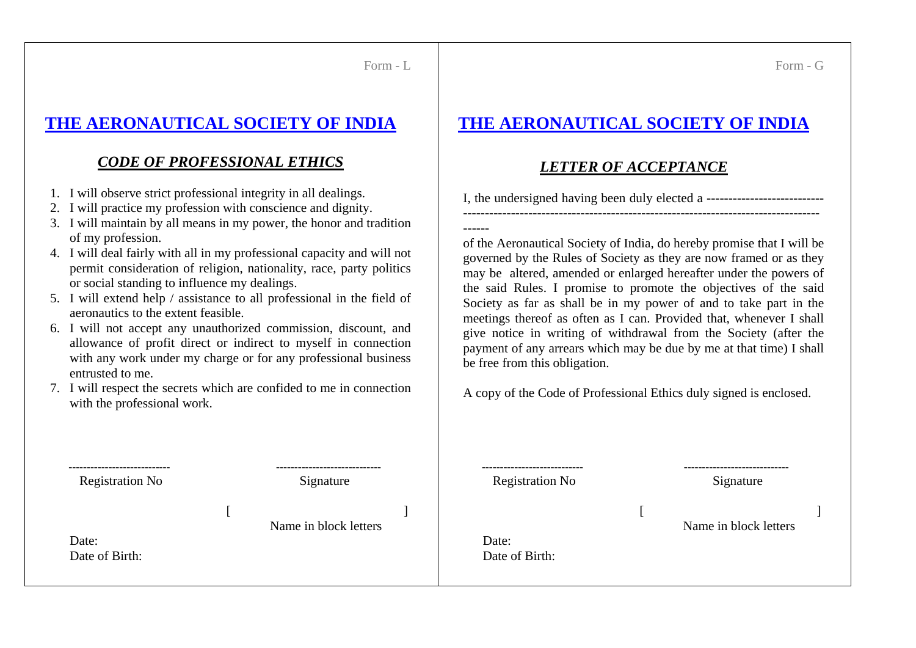Form - L

# THE AERONAUTICAL SOCIETY OF INDIA

## *CODE OF PROFESSIONAL ETHICS*

1. I will observe strict professional integrity in all dealings.
2. I will practice my profession with conscience and dignity.
3. I will maintain by all means in my power, the honor and tradition of my profession.
4. I will deal fairly with all in my professional capacity and will not permit consideration of religion, nationality, race, party politics or social standing to influence my dealings.
5. I will extend help / assistance to all professional in the field of aeronautics to the extent feasible.
6. I will not accept any unauthorized commission, discount, and allowance of profit direct or indirect to myself in connection with any work under my charge or for any professional business entrusted to me.
7. I will respect the secrets which are confided to me in connection with the professional work.

---------------------------- Registration No

----------------------------- Signature

[ ]
Name in block letters

Date:
Date of Birth:

Form - G

# THE AERONAUTICAL SOCIETY OF INDIA

## *LETTER OF ACCEPTANCE*

I, the undersigned having been duly elected a --------------------------- ------------------------------------------------------------------------------ ------
of the Aeronautical Society of India, do hereby promise that I will be governed by the Rules of Society as they are now framed or as they may be altered, amended or enlarged hereafter under the powers of the said Rules. I promise to promote the objectives of the said Society as far as shall be in my power of and to take part in the meetings thereof as often as I can. Provided that, whenever I shall give notice in writing of withdrawal from the Society (after the payment of any arrears which may be due by me at that time) I shall be free from this obligation.

A copy of the Code of Professional Ethics duly signed is enclosed.

---------------------------- Registration No

----------------------------- Signature

[ ]
Name in block letters

Date:
Date of Birth: